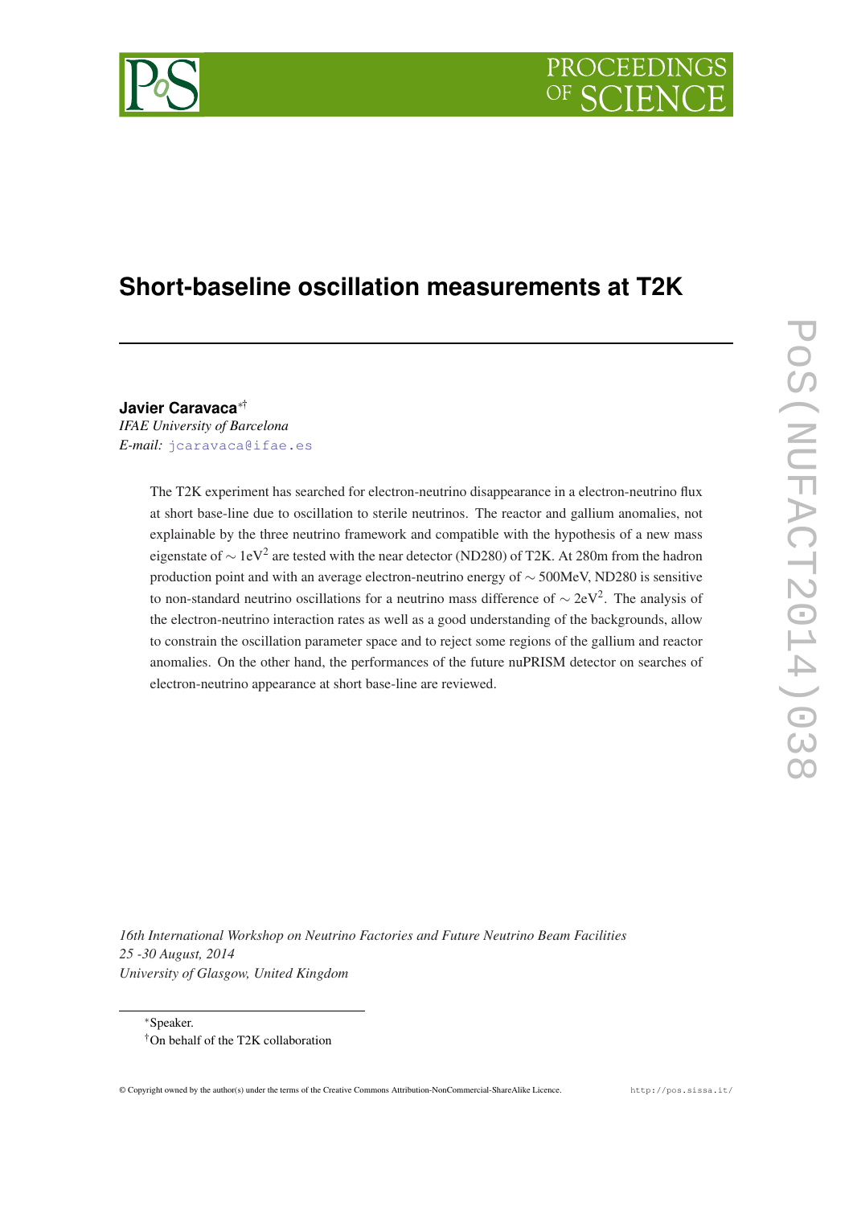# Short-baseline oscillation measurements at T2K

**Javier Caravaca**[*†]
*IFAE University of Barcelona*
*E-mail:* jcaravaca@ifae.es

The T2K experiment has searched for electron-neutrino disappearance in a electron-neutrino flux at short base-line due to oscillation to sterile neutrinos. The reactor and gallium anomalies, not explainable by the three neutrino framework and compatible with the hypothesis of a new mass eigenstate of $\sim 1\text{eV}^2$ are tested with the near detector (ND280) of T2K. At 280m from the hadron production point and with an average electron-neutrino energy of $\sim$ 500MeV, ND280 is sensitive to non-standard neutrino oscillations for a neutrino mass difference of $\sim 2\text{eV}^2$. The analysis of the electron-neutrino interaction rates as well as a good understanding of the backgrounds, allow to constrain the oscillation parameter space and to reject some regions of the gallium and reactor anomalies. On the other hand, the performances of the future nuPRISM detector on searches of electron-neutrino appearance at short base-line are reviewed.

*16th International Workshop on Neutrino Factories and Future Neutrino Beam Facilities*
*25 -30 August, 2014*
*University of Glasgow, United Kingdom*

[*]Speaker.
[†]On behalf of the T2K collaboration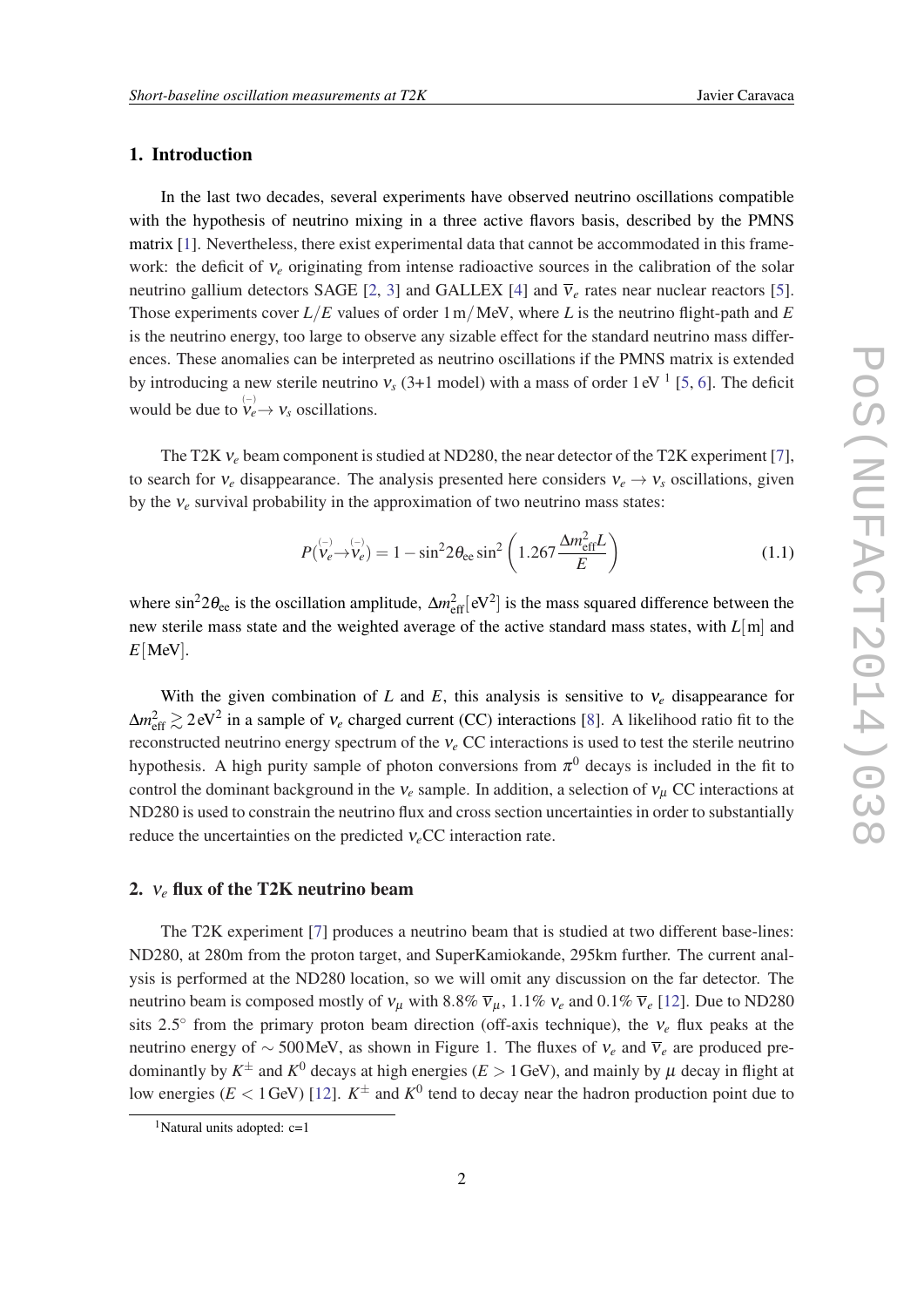## 1. Introduction

In the last two decades, several experiments have observed neutrino oscillations compatible with the hypothesis of neutrino mixing in a three active flavors basis, described by the PMNS matrix [1]. Nevertheless, there exist experimental data that cannot be accommodated in this framework: the deficit of $\nu_e$ originating from intense radioactive sources in the calibration of the solar neutrino gallium detectors SAGE [2, 3] and GALLEX [4] and $\overline{\nu}_e$ rates near nuclear reactors [5]. Those experiments cover $L/E$ values of order $1\,\text{m}/\text{MeV}$, where $L$ is the neutrino flight-path and $E$ is the neutrino energy, too large to observe any sizable effect for the standard neutrino mass differences. These anomalies can be interpreted as neutrino oscillations if the PMNS matrix is extended by introducing a new sterile neutrino $\nu_s$ (3+1 model) with a mass of order 1 eV [1] [5, 6]. The deficit would be due to $\overset{(-)}{\nu}_e \rightarrow \nu_s$ oscillations.

The T2K $\nu_e$ beam component is studied at ND280, the near detector of the T2K experiment [7], to search for $\nu_e$ disappearance. The analysis presented here considers $\nu_e \rightarrow \nu_s$ oscillations, given by the $\nu_e$ survival probability in the approximation of two neutrino mass states:

$$P(\overset{(-)}{\nu}_e \rightarrow \overset{(-)}{\nu}_e) = 1 - \sin^2 2\theta_{ee} \sin^2\left(1.267\frac{\Delta m^2_{\text{eff}} L}{E}\right) \tag{1.1}$$

where $\sin^2 2\theta_{ee}$ is the oscillation amplitude, $\Delta m^2_{\text{eff}}[\text{eV}^2]$ is the mass squared difference between the new sterile mass state and the weighted average of the active standard mass states, with $L[\text{m}]$ and $E[\text{MeV}]$.

With the given combination of $L$ and $E$, this analysis is sensitive to $\nu_e$ disappearance for $\Delta m^2_{\text{eff}} \gtrsim 2\,\text{eV}^2$ in a sample of $\nu_e$ charged current (CC) interactions [8]. A likelihood ratio fit to the reconstructed neutrino energy spectrum of the $\nu_e$ CC interactions is used to test the sterile neutrino hypothesis. A high purity sample of photon conversions from $\pi^0$ decays is included in the fit to control the dominant background in the $\nu_e$ sample. In addition, a selection of $\nu_\mu$ CC interactions at ND280 is used to constrain the neutrino flux and cross section uncertainties in order to substantially reduce the uncertainties on the predicted $\nu_e$CC interaction rate.

## 2. $\nu_e$ flux of the T2K neutrino beam

The T2K experiment [7] produces a neutrino beam that is studied at two different base-lines: ND280, at 280m from the proton target, and SuperKamiokande, 295km further. The current analysis is performed at the ND280 location, so we will omit any discussion on the far detector. The neutrino beam is composed mostly of $\nu_\mu$ with 8.8% $\overline{\nu}_\mu$, 1.1% $\nu_e$ and 0.1% $\overline{\nu}_e$ [12]. Due to ND280 sits $2.5^\circ$ from the primary proton beam direction (off-axis technique), the $\nu_e$ flux peaks at the neutrino energy of $\sim 500\,\text{MeV}$, as shown in Figure 1. The fluxes of $\nu_e$ and $\overline{\nu}_e$ are produced predominantly by $K^\pm$ and $K^0$ decays at high energies ($E > 1\,\text{GeV}$), and mainly by $\mu$ decay in flight at low energies ($E < 1\,\text{GeV}$) [12]. $K^\pm$ and $K^0$ tend to decay near the hadron production point due to

[1] Natural units adopted: c=1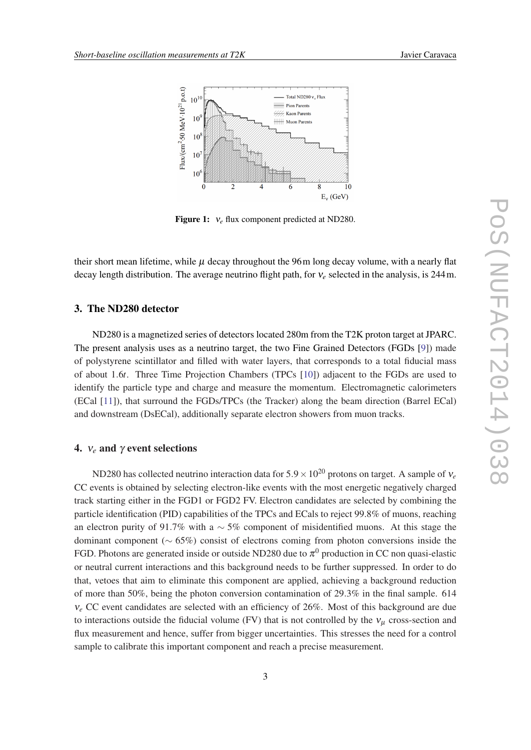Figure 1: $\nu_e$ flux component predicted at ND280.

their short mean lifetime, while $\mu$ decay throughout the 96 m long decay volume, with a nearly flat decay length distribution. The average neutrino flight path, for $\nu_e$ selected in the analysis, is 244 m.

## 3. The ND280 detector

ND280 is a magnetized series of detectors located 280m from the T2K proton target at JPARC. The present analysis uses as a neutrino target, the two Fine Grained Detectors (FGDs [9]) made of polystyrene scintillator and filled with water layers, that corresponds to a total fiducial mass of about 1.6*t*. Three Time Projection Chambers (TPCs [10]) adjacent to the FGDs are used to identify the particle type and charge and measure the momentum. Electromagnetic calorimeters (ECal [11]), that surround the FGDs/TPCs (the Tracker) along the beam direction (Barrel ECal) and downstream (DsECal), additionally separate electron showers from muon tracks.

## 4. $\nu_e$ and $\gamma$ event selections

ND280 has collected neutrino interaction data for $5.9 \times 10^{20}$ protons on target. A sample of $\nu_e$ CC events is obtained by selecting electron-like events with the most energetic negatively charged track starting either in the FGD1 or FGD2 FV. Electron candidates are selected by combining the particle identification (PID) capabilities of the TPCs and ECals to reject 99.8% of muons, reaching an electron purity of 91.7% with a $\sim 5\%$ component of misidentified muons. At this stage the dominant component ($\sim 65\%$) consist of electrons coming from photon conversions inside the FGD. Photons are generated inside or outside ND280 due to $\pi^0$ production in CC non quasi-elastic or neutral current interactions and this background needs to be further suppressed. In order to do that, vetoes that aim to eliminate this component are applied, achieving a background reduction of more than 50%, being the photon conversion contamination of 29.3% in the final sample. 614 $\nu_e$ CC event candidates are selected with an efficiency of 26%. Most of this background are due to interactions outside the fiducial volume (FV) that is not controlled by the $\nu_\mu$ cross-section and flux measurement and hence, suffer from bigger uncertainties. This stresses the need for a control sample to calibrate this important component and reach a precise measurement.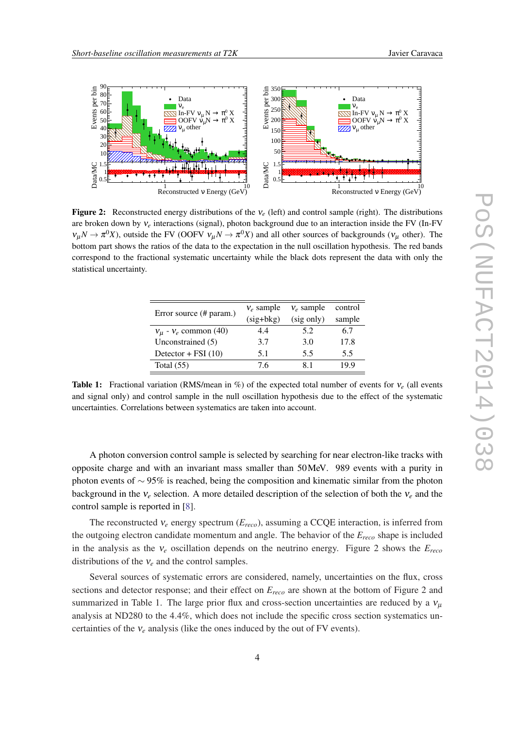**Figure 2:** Reconstructed energy distributions of the $\nu_e$ (left) and control sample (right). The distributions are broken down by $\nu_e$ interactions (signal), photon background due to an interaction inside the FV (In-FV $\nu_\mu N \rightarrow \pi^0 X$), outside the FV (OOFV $\nu_\mu N \rightarrow \pi^0 X$) and all other sources of backgrounds ($\nu_\mu$ other). The bottom part shows the ratios of the data to the expectation in the null oscillation hypothesis. The red bands correspond to the fractional systematic uncertainty while the black dots represent the data with only the statistical uncertainty.

| Error source (# param.) | $\nu_e$ sample (sig+bkg) | $\nu_e$ sample (sig only) | control sample |
|---|---|---|---|
| $\nu_\mu$ - $\nu_e$ common (40) | 4.4 | 5.2 | 6.7 |
| Unconstrained (5) | 3.7 | 3.0 | 17.8 |
| Detector + FSI (10) | 5.1 | 5.5 | 5.5 |
| Total (55) | 7.6 | 8.1 | 19.9 |

**Table 1:** Fractional variation (RMS/mean in %) of the expected total number of events for $\nu_e$ (all events and signal only) and control sample in the null oscillation hypothesis due to the effect of the systematic uncertainties. Correlations between systematics are taken into account.

A photon conversion control sample is selected by searching for near electron-like tracks with opposite charge and with an invariant mass smaller than 50 MeV. 989 events with a purity in photon events of $\sim 95\%$ is reached, being the composition and kinematic similar from the photon background in the $\nu_e$ selection. A more detailed description of the selection of both the $\nu_e$ and the control sample is reported in [8].

The reconstructed $\nu_e$ energy spectrum ($E_{reco}$), assuming a CCQE interaction, is inferred from the outgoing electron candidate momentum and angle. The behavior of the $E_{reco}$ shape is included in the analysis as the $\nu_e$ oscillation depends on the neutrino energy. Figure 2 shows the $E_{reco}$ distributions of the $\nu_e$ and the control samples.

Several sources of systematic errors are considered, namely, uncertainties on the flux, cross sections and detector response; and their effect on $E_{reco}$ are shown at the bottom of Figure 2 and summarized in Table 1. The large prior flux and cross-section uncertainties are reduced by a $\nu_\mu$ analysis at ND280 to the 4.4%, which does not include the specific cross section systematics uncertainties of the $\nu_e$ analysis (like the ones induced by the out of FV events).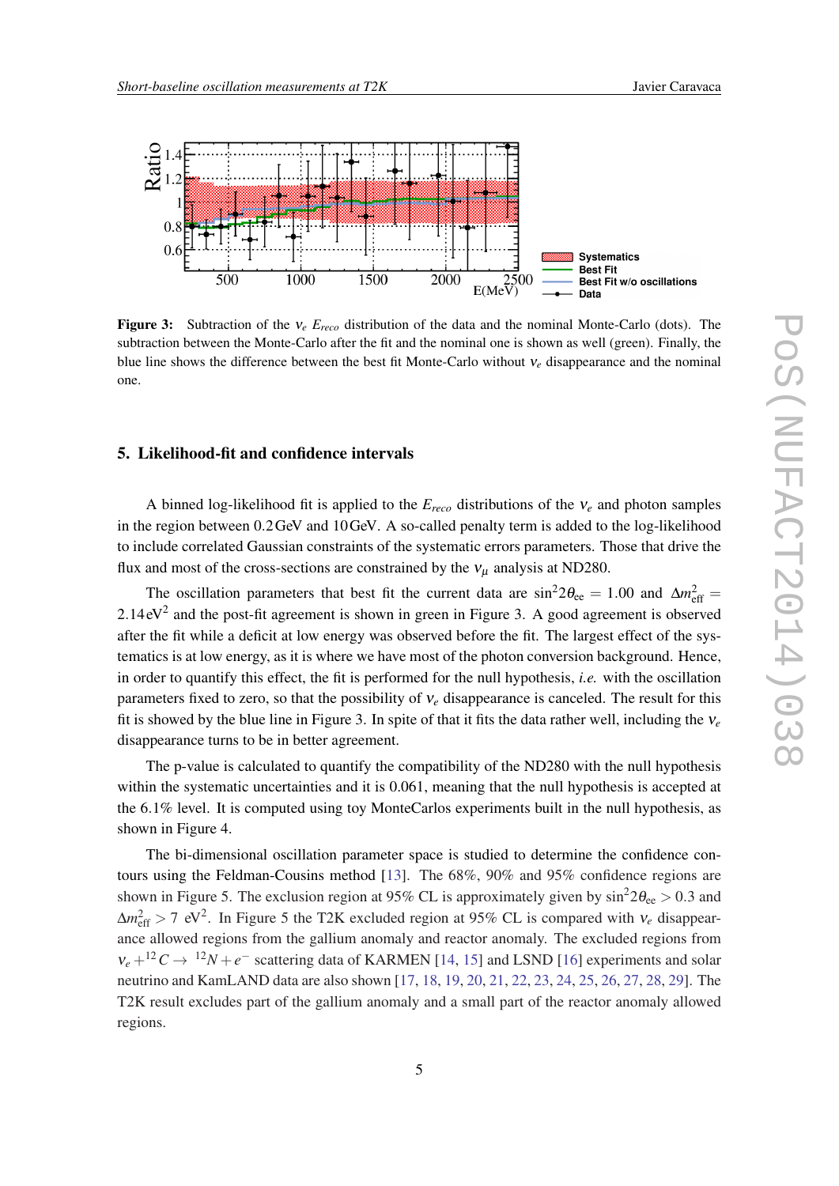**Figure 3:** Subtraction of the $\nu_e$ $E_{reco}$ distribution of the data and the nominal Monte-Carlo (dots). The subtraction between the Monte-Carlo after the fit and the nominal one is shown as well (green). Finally, the blue line shows the difference between the best fit Monte-Carlo without $\nu_e$ disappearance and the nominal one.

## 5. Likelihood-fit and confidence intervals

A binned log-likelihood fit is applied to the $E_{reco}$ distributions of the $\nu_e$ and photon samples in the region between 0.2 GeV and 10 GeV. A so-called penalty term is added to the log-likelihood to include correlated Gaussian constraints of the systematic errors parameters. Those that drive the flux and most of the cross-sections are constrained by the $\nu_\mu$ analysis at ND280.

The oscillation parameters that best fit the current data are $\sin^2 2\theta_{ee} = 1.00$ and $\Delta m^2_{\rm eff} = 2.14\,{\rm eV}^2$ and the post-fit agreement is shown in green in Figure 3. A good agreement is observed after the fit while a deficit at low energy was observed before the fit. The largest effect of the systematics is at low energy, as it is where we have most of the photon conversion background. Hence, in order to quantify this effect, the fit is performed for the null hypothesis, *i.e.* with the oscillation parameters fixed to zero, so that the possibility of $\nu_e$ disappearance is canceled. The result for this fit is showed by the blue line in Figure 3. In spite of that it fits the data rather well, including the $\nu_e$ disappearance turns to be in better agreement.

The p-value is calculated to quantify the compatibility of the ND280 with the null hypothesis within the systematic uncertainties and it is 0.061, meaning that the null hypothesis is accepted at the 6.1% level. It is computed using toy MonteCarlos experiments built in the null hypothesis, as shown in Figure 4.

The bi-dimensional oscillation parameter space is studied to determine the confidence contours using the Feldman-Cousins method [13]. The 68%, 90% and 95% confidence regions are shown in Figure 5. The exclusion region at 95% CL is approximately given by $\sin^2 2\theta_{ee} > 0.3$ and $\Delta m^2_{\rm eff} > 7$ eV$^2$. In Figure 5 the T2K excluded region at 95% CL is compared with $\nu_e$ disappearance allowed regions from the gallium anomaly and reactor anomaly. The excluded regions from $\nu_e + {}^{12}C \rightarrow {}^{12}N + e^-$ scattering data of KARMEN [14, 15] and LSND [16] experiments and solar neutrino and KamLAND data are also shown [17, 18, 19, 20, 21, 22, 23, 24, 25, 26, 27, 28, 29]. The T2K result excludes part of the gallium anomaly and a small part of the reactor anomaly allowed regions.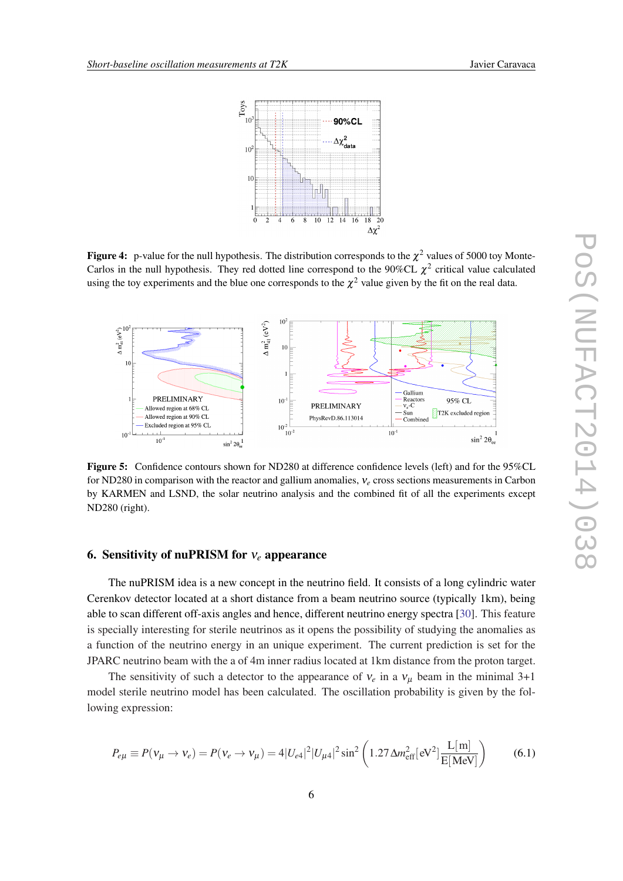**Figure 4:** p-value for the null hypothesis. The distribution corresponds to the $\chi^2$ values of 5000 toy Monte-Carlos in the null hypothesis. They red dotted line correspond to the 90%CL $\chi^2$ critical value calculated using the toy experiments and the blue one corresponds to the $\chi^2$ value given by the fit on the real data.

**Figure 5:** Confidence contours shown for ND280 at difference confidence levels (left) and for the 95%CL for ND280 in comparison with the reactor and gallium anomalies, $\nu_e$ cross sections measurements in Carbon by KARMEN and LSND, the solar neutrino analysis and the combined fit of all the experiments except ND280 (right).

## 6. Sensitivity of nuPRISM for $\nu_e$ appearance

The nuPRISM idea is a new concept in the neutrino field. It consists of a long cylindric water Cerenkov detector located at a short distance from a beam neutrino source (typically 1km), being able to scan different off-axis angles and hence, different neutrino energy spectra [30]. This feature is specially interesting for sterile neutrinos as it opens the possibility of studying the anomalies as a function of the neutrino energy in an unique experiment. The current prediction is set for the JPARC neutrino beam with the a of 4m inner radius located at 1km distance from the proton target.

The sensitivity of such a detector to the appearance of $\nu_e$ in a $\nu_\mu$ beam in the minimal 3+1 model sterile neutrino model has been calculated. The oscillation probability is given by the following expression:

$$P_{e\mu} \equiv P(\nu_\mu \rightarrow \nu_e) = P(\nu_e \rightarrow \nu_\mu) = 4|U_{e4}|^2|U_{\mu 4}|^2 \sin^2\left(1.27\Delta m^2_{\text{eff}}[\text{eV}^2]\frac{\text{L[m]}}{\text{E[MeV]}}\right) \tag{6.1}$$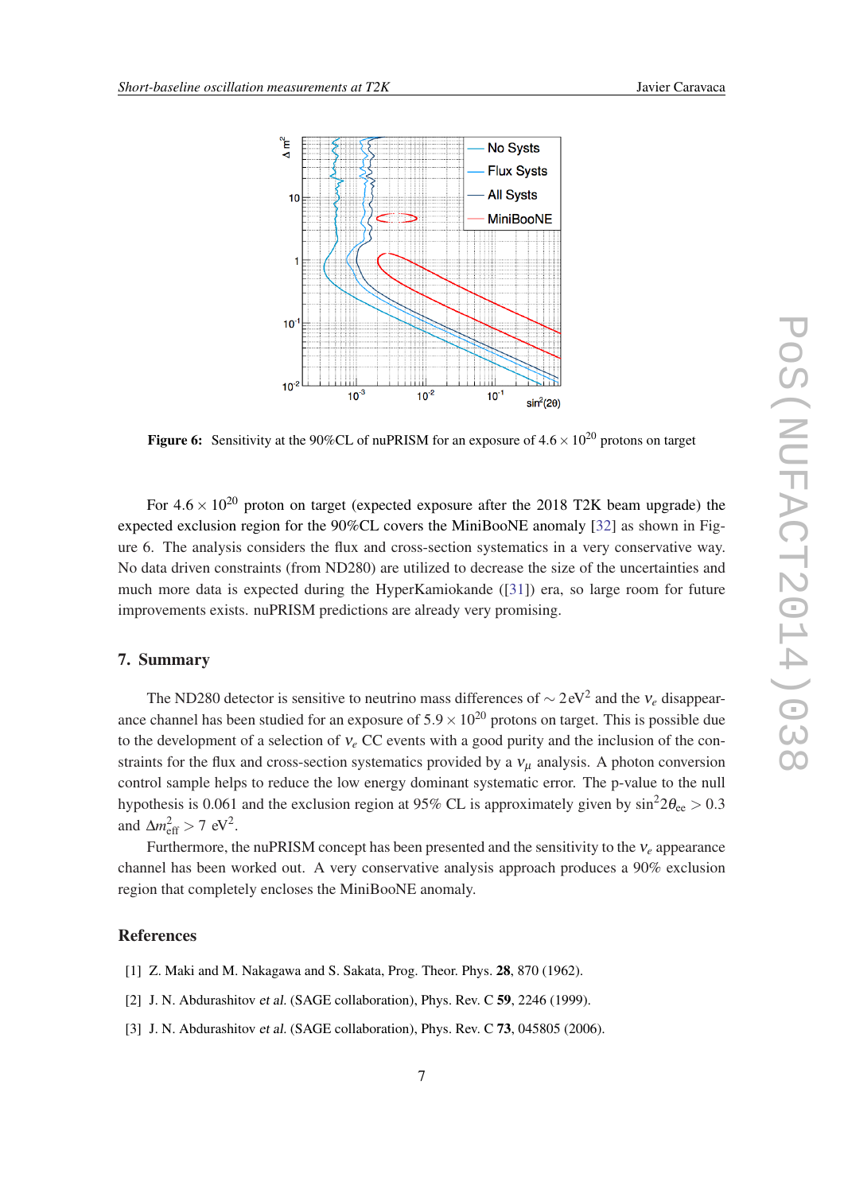**Figure 6:** Sensitivity at the 90%CL of nuPRISM for an exposure of $4.6 \times 10^{20}$ protons on target

For $4.6 \times 10^{20}$ proton on target (expected exposure after the 2018 T2K beam upgrade) the expected exclusion region for the 90%CL covers the MiniBooNE anomaly [32] as shown in Figure 6. The analysis considers the flux and cross-section systematics in a very conservative way. No data driven constraints (from ND280) are utilized to decrease the size of the uncertainties and much more data is expected during the HyperKamiokande ([31]) era, so large room for future improvements exists. nuPRISM predictions are already very promising.

## 7. Summary

The ND280 detector is sensitive to neutrino mass differences of $\sim 2\,\text{eV}^2$ and the $\nu_e$ disappearance channel has been studied for an exposure of $5.9 \times 10^{20}$ protons on target. This is possible due to the development of a selection of $\nu_e$ CC events with a good purity and the inclusion of the constraints for the flux and cross-section systematics provided by a $\nu_\mu$ analysis. A photon conversion control sample helps to reduce the low energy dominant systematic error. The p-value to the null hypothesis is 0.061 and the exclusion region at 95% CL is approximately given by $\sin^2 2\theta_{ee} > 0.3$ and $\Delta m^2_{\text{eff}} > 7\ \text{eV}^2$.

Furthermore, the nuPRISM concept has been presented and the sensitivity to the $\nu_e$ appearance channel has been worked out. A very conservative analysis approach produces a 90% exclusion region that completely encloses the MiniBooNE anomaly.

## References

[1] Z. Maki and M. Nakagawa and S. Sakata, Prog. Theor. Phys. **28**, 870 (1962).

[2] J. N. Abdurashitov *et al.* (SAGE collaboration), Phys. Rev. C **59**, 2246 (1999).

[3] J. N. Abdurashitov *et al.* (SAGE collaboration), Phys. Rev. C **73**, 045805 (2006).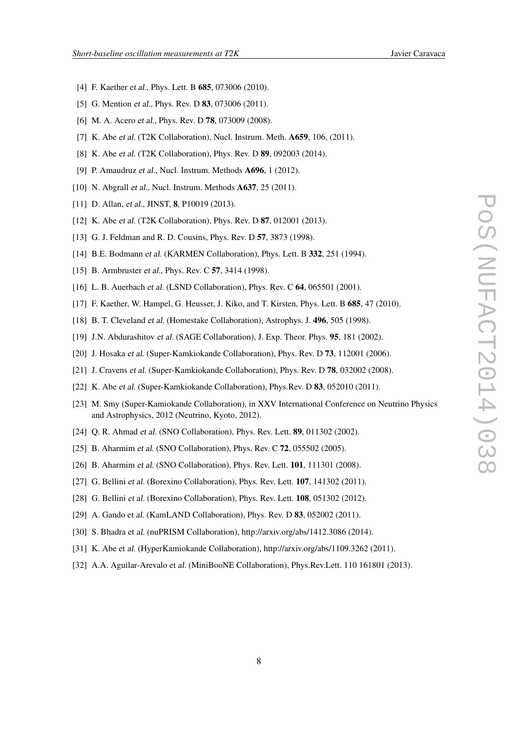[4] F. Kaether *et al.*, Phys. Lett. B **685**, 073006 (2010).

[5] G. Mention *et al.*, Phys. Rev. D **83**, 073006 (2011).

[6] M. A. Acero *et al.*, Phys. Rev. D **78**, 073009 (2008).

[7] K. Abe *et al.* (T2K Collaboration), Nucl. Instrum. Meth. **A659**, 106, (2011).

[8] K. Abe *et al.* (T2K Collaboration), Phys. Rev. D **89**, 092003 (2014).

[9] P. Amaudruz *et al.*, Nucl. Instrum. Methods **A696**, 1 (2012).

[10] N. Abgrall *et al.*, Nucl. Instrum. Methods **A637**, 25 (2011).

[11] D. Allan, *et al.*, JINST, **8**, P10019 (2013).

[12] K. Abe *et al.* (T2K Collaboration), Phys. Rev. D **87**, 012001 (2013).

[13] G. J. Feldman and R. D. Cousins, Phys. Rev. D **57**, 3873 (1998).

[14] B.E. Bodmann *et al.* (KARMEN Collaboration), Phys. Lett. B **332**, 251 (1994).

[15] B. Armbruster *et al.*, Phys. Rev. C **57**, 3414 (1998).

[16] L. B. Auerbach *et al.* (LSND Collaboration), Phys. Rev. C **64**, 065501 (2001).

[17] F. Kaether, W. Hampel, G. Heusser, J. Kiko, and T. Kirsten, Phys. Lett. B **685**, 47 (2010).

[18] B. T. Cleveland *et al.* (Homestake Collaboration), Astrophys. J. **496**, 505 (1998).

[19] J.N. Abdurashitov *et al.* (SAGE Collaboration), J. Exp. Theor. Phys. **95**, 181 (2002).

[20] J. Hosaka *et al.* (Super-Kamkiokande Collaboration), Phys. Rev. D **73**, 112001 (2006).

[21] J. Cravens *et al.* (Super-Kamkiokande Collaboration), Phys. Rev. D **78**, 032002 (2008).

[22] K. Abe *et al.* (Super-Kamkiokande Collaboration), Phys.Rev. D **83**, 052010 (2011).

[23] M. Smy (Super-Kamiokande Collaboration), in XXV International Conference on Neutrino Physics and Astrophysics, 2012 (Neutrino, Kyoto, 2012).

[24] Q. R. Ahmad *et al.* (SNO Collaboration), Phys. Rev. Lett. **89**, 011302 (2002).

[25] B. Aharmim *et al.* (SNO Collaboration), Phys. Rev. C **72**, 055502 (2005).

[26] B. Aharmim *et al.* (SNO Collaboration), Phys. Rev. Lett. **101**, 111301 (2008).

[27] G. Bellini *et al.* (Borexino Collaboration), Phys. Rev. Lett. **107**, 141302 (2011).

[28] G. Bellini *et al.* (Borexino Collaboration), Phys. Rev. Lett. **108**, 051302 (2012).

[29] A. Gando et *al.* (KamLAND Collaboration), Phys. Rev. D **83**, 052002 (2011).

[30] S. Bhadra et *al.* (nuPRISM Collaboration), http://arxiv.org/abs/1412.3086 (2014).

[31] K. Abe et *al.* (HyperKamiokande Collaboration), http://arxiv.org/abs/1109.3262 (2011).

[32] A.A. Aguilar-Arevalo et *al.* (MiniBooNE Collaboration), Phys.Rev.Lett. 110 161801 (2013).